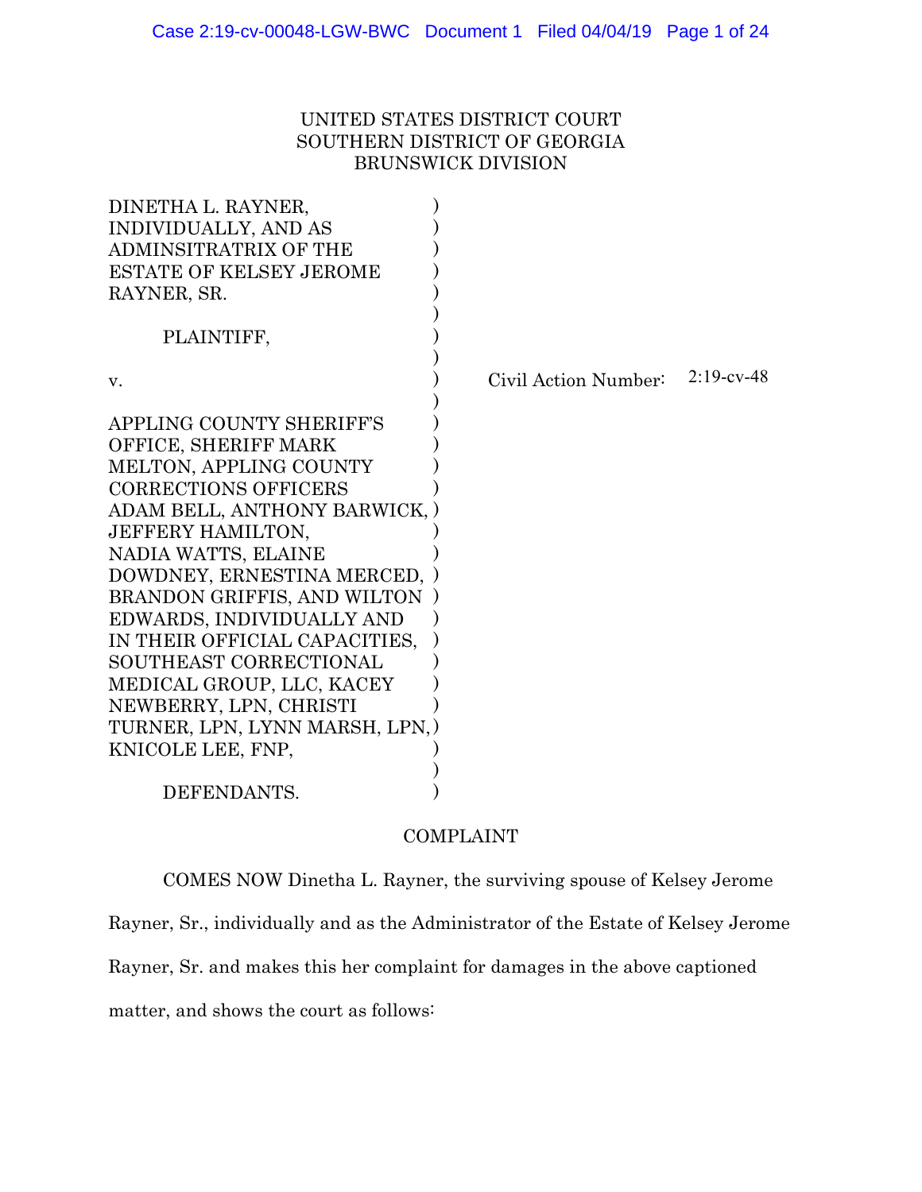UNITED STATES DISTRICT COURT
SOUTHERN DISTRICT OF GEORGIA
BRUNSWICK DIVISION

DINETHA L. RAYNER, INDIVIDUALLY, AND AS ADMINSITRATRIX OF THE ESTATE OF KELSEY JEROME RAYNER, SR.

PLAINTIFF,

v.

APPLING COUNTY SHERIFF'S OFFICE, SHERIFF MARK MELTON, APPLING COUNTY CORRECTIONS OFFICERS ADAM BELL, ANTHONY BARWICK, JEFFERY HAMILTON, NADIA WATTS, ELAINE DOWDNEY, ERNESTINA MERCED, BRANDON GRIFFIS, AND WILTON EDWARDS, INDIVIDUALLY AND IN THEIR OFFICIAL CAPACITIES, SOUTHEAST CORRECTIONAL MEDICAL GROUP, LLC, KACEY NEWBERRY, LPN, CHRISTI TURNER, LPN, LYNN MARSH, LPN, KNICOLE LEE, FNP,

DEFENDANTS.

Civil Action Number: 2:19-cv-48

COMPLAINT

COMES NOW Dinetha L. Rayner, the surviving spouse of Kelsey Jerome Rayner, Sr., individually and as the Administrator of the Estate of Kelsey Jerome Rayner, Sr. and makes this her complaint for damages in the above captioned matter, and shows the court as follows: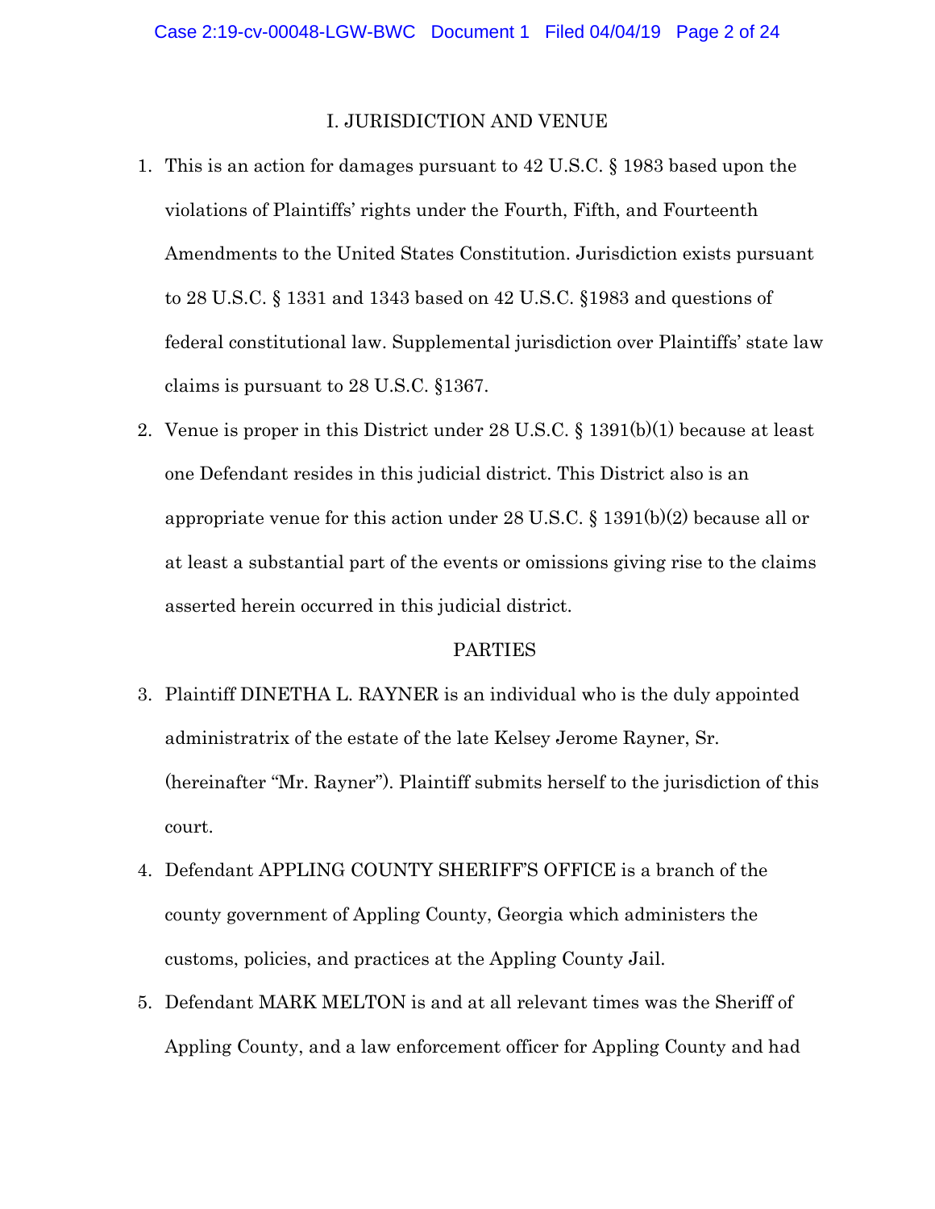## I. JURISDICTION AND VENUE

1. This is an action for damages pursuant to 42 U.S.C. § 1983 based upon the violations of Plaintiffs' rights under the Fourth, Fifth, and Fourteenth Amendments to the United States Constitution. Jurisdiction exists pursuant to 28 U.S.C. § 1331 and 1343 based on 42 U.S.C. §1983 and questions of federal constitutional law. Supplemental jurisdiction over Plaintiffs' state law claims is pursuant to 28 U.S.C. §1367.

2. Venue is proper in this District under 28 U.S.C. § 1391(b)(1) because at least one Defendant resides in this judicial district. This District also is an appropriate venue for this action under 28 U.S.C. § 1391(b)(2) because all or at least a substantial part of the events or omissions giving rise to the claims asserted herein occurred in this judicial district.

## PARTIES

3. Plaintiff DINETHA L. RAYNER is an individual who is the duly appointed administratrix of the estate of the late Kelsey Jerome Rayner, Sr. (hereinafter "Mr. Rayner"). Plaintiff submits herself to the jurisdiction of this court.

4. Defendant APPLING COUNTY SHERIFF'S OFFICE is a branch of the county government of Appling County, Georgia which administers the customs, policies, and practices at the Appling County Jail.

5. Defendant MARK MELTON is and at all relevant times was the Sheriff of Appling County, and a law enforcement officer for Appling County and had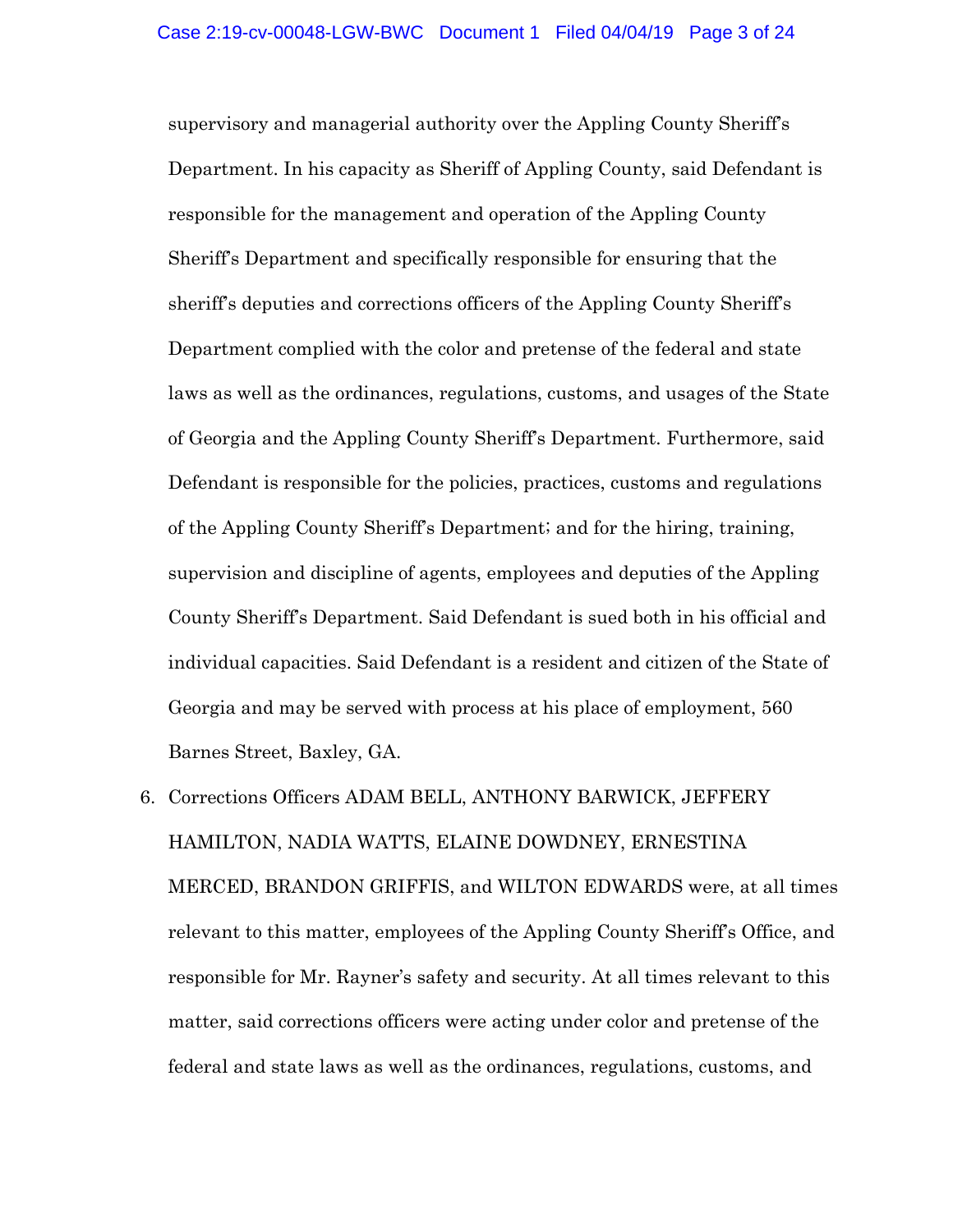supervisory and managerial authority over the Appling County Sheriff's Department. In his capacity as Sheriff of Appling County, said Defendant is responsible for the management and operation of the Appling County Sheriff's Department and specifically responsible for ensuring that the sheriff's deputies and corrections officers of the Appling County Sheriff's Department complied with the color and pretense of the federal and state laws as well as the ordinances, regulations, customs, and usages of the State of Georgia and the Appling County Sheriff's Department. Furthermore, said Defendant is responsible for the policies, practices, customs and regulations of the Appling County Sheriff's Department; and for the hiring, training, supervision and discipline of agents, employees and deputies of the Appling County Sheriff's Department. Said Defendant is sued both in his official and individual capacities. Said Defendant is a resident and citizen of the State of Georgia and may be served with process at his place of employment, 560 Barnes Street, Baxley, GA.

6. Corrections Officers ADAM BELL, ANTHONY BARWICK, JEFFERY HAMILTON, NADIA WATTS, ELAINE DOWDNEY, ERNESTINA MERCED, BRANDON GRIFFIS, and WILTON EDWARDS were, at all times relevant to this matter, employees of the Appling County Sheriff's Office, and responsible for Mr. Rayner's safety and security. At all times relevant to this matter, said corrections officers were acting under color and pretense of the federal and state laws as well as the ordinances, regulations, customs, and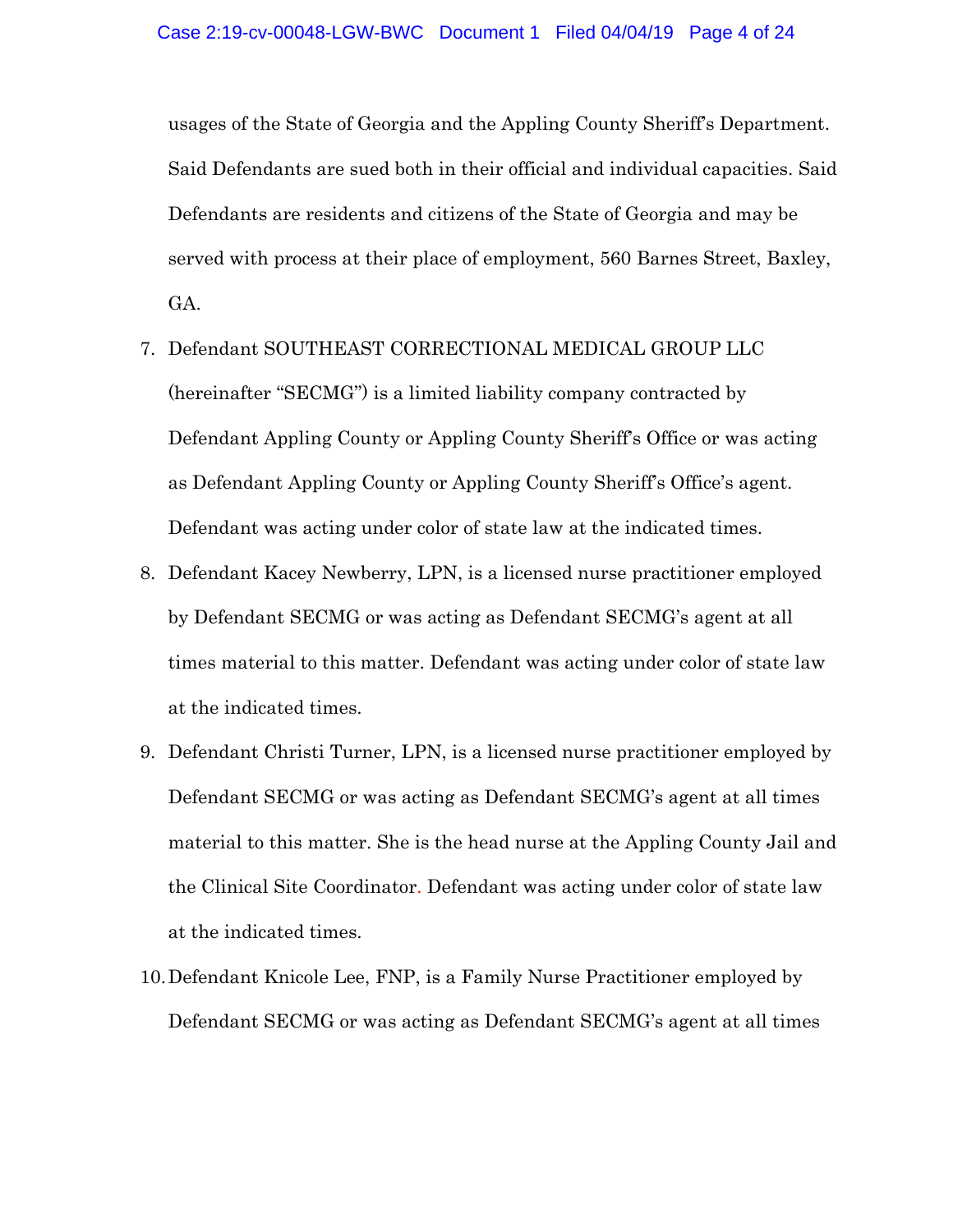usages of the State of Georgia and the Appling County Sheriff's Department. Said Defendants are sued both in their official and individual capacities. Said Defendants are residents and citizens of the State of Georgia and may be served with process at their place of employment, 560 Barnes Street, Baxley, GA.

7. Defendant SOUTHEAST CORRECTIONAL MEDICAL GROUP LLC (hereinafter "SECMG") is a limited liability company contracted by Defendant Appling County or Appling County Sheriff's Office or was acting as Defendant Appling County or Appling County Sheriff's Office's agent. Defendant was acting under color of state law at the indicated times.

8. Defendant Kacey Newberry, LPN, is a licensed nurse practitioner employed by Defendant SECMG or was acting as Defendant SECMG's agent at all times material to this matter. Defendant was acting under color of state law at the indicated times.

9. Defendant Christi Turner, LPN, is a licensed nurse practitioner employed by Defendant SECMG or was acting as Defendant SECMG's agent at all times material to this matter. She is the head nurse at the Appling County Jail and the Clinical Site Coordinator. Defendant was acting under color of state law at the indicated times.

10. Defendant Knicole Lee, FNP, is a Family Nurse Practitioner employed by Defendant SECMG or was acting as Defendant SECMG's agent at all times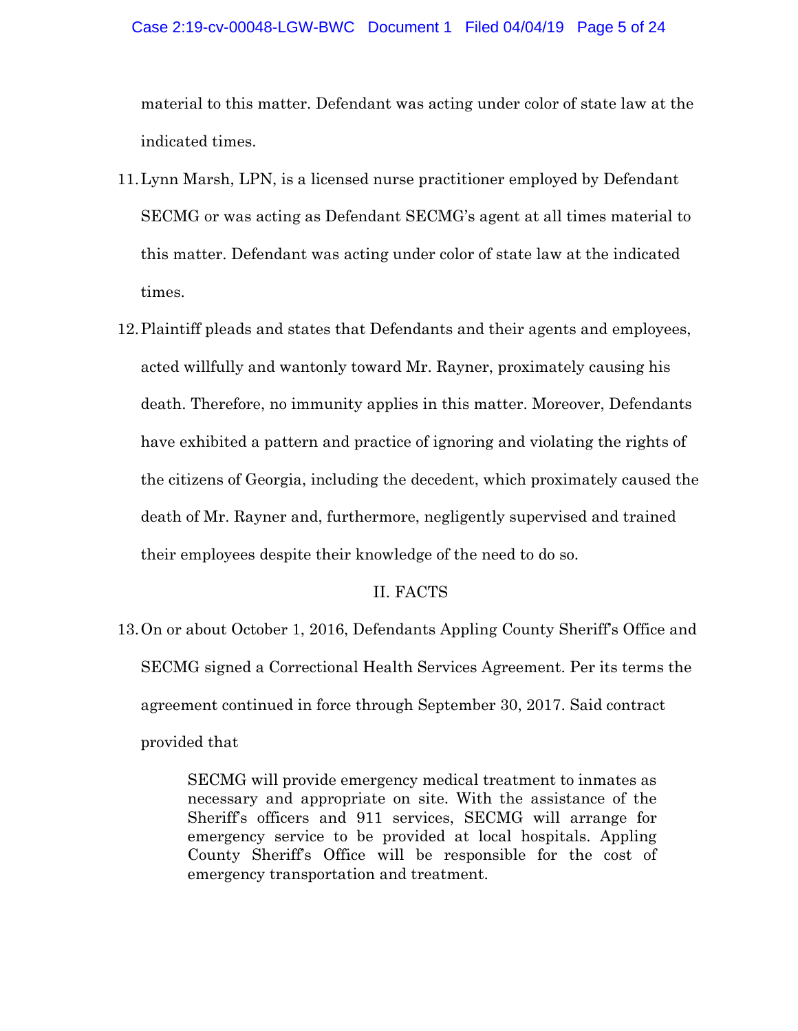material to this matter. Defendant was acting under color of state law at the indicated times.

11. Lynn Marsh, LPN, is a licensed nurse practitioner employed by Defendant SECMG or was acting as Defendant SECMG's agent at all times material to this matter. Defendant was acting under color of state law at the indicated times.

12. Plaintiff pleads and states that Defendants and their agents and employees, acted willfully and wantonly toward Mr. Rayner, proximately causing his death. Therefore, no immunity applies in this matter. Moreover, Defendants have exhibited a pattern and practice of ignoring and violating the rights of the citizens of Georgia, including the decedent, which proximately caused the death of Mr. Rayner and, furthermore, negligently supervised and trained their employees despite their knowledge of the need to do so.

## II. FACTS

13. On or about October 1, 2016, Defendants Appling County Sheriff's Office and SECMG signed a Correctional Health Services Agreement. Per its terms the agreement continued in force through September 30, 2017. Said contract provided that

> SECMG will provide emergency medical treatment to inmates as necessary and appropriate on site. With the assistance of the Sheriff's officers and 911 services, SECMG will arrange for emergency service to be provided at local hospitals. Appling County Sheriff's Office will be responsible for the cost of emergency transportation and treatment.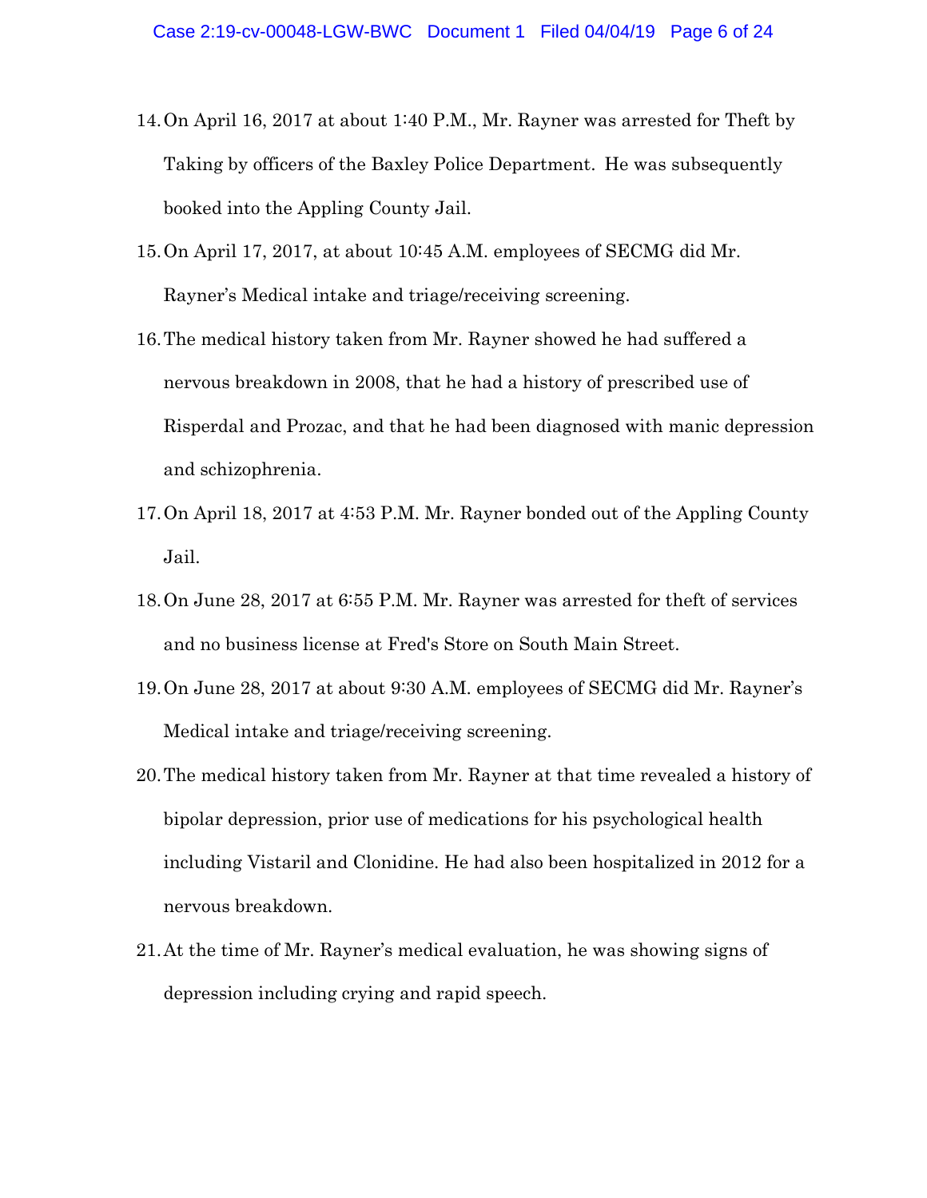14. On April 16, 2017 at about 1:40 P.M., Mr. Rayner was arrested for Theft by Taking by officers of the Baxley Police Department. He was subsequently booked into the Appling County Jail.

15. On April 17, 2017, at about 10:45 A.M. employees of SECMG did Mr. Rayner's Medical intake and triage/receiving screening.

16. The medical history taken from Mr. Rayner showed he had suffered a nervous breakdown in 2008, that he had a history of prescribed use of Risperdal and Prozac, and that he had been diagnosed with manic depression and schizophrenia.

17. On April 18, 2017 at 4:53 P.M. Mr. Rayner bonded out of the Appling County Jail.

18. On June 28, 2017 at 6:55 P.M. Mr. Rayner was arrested for theft of services and no business license at Fred's Store on South Main Street.

19. On June 28, 2017 at about 9:30 A.M. employees of SECMG did Mr. Rayner's Medical intake and triage/receiving screening.

20. The medical history taken from Mr. Rayner at that time revealed a history of bipolar depression, prior use of medications for his psychological health including Vistaril and Clonidine. He had also been hospitalized in 2012 for a nervous breakdown.

21. At the time of Mr. Rayner's medical evaluation, he was showing signs of depression including crying and rapid speech.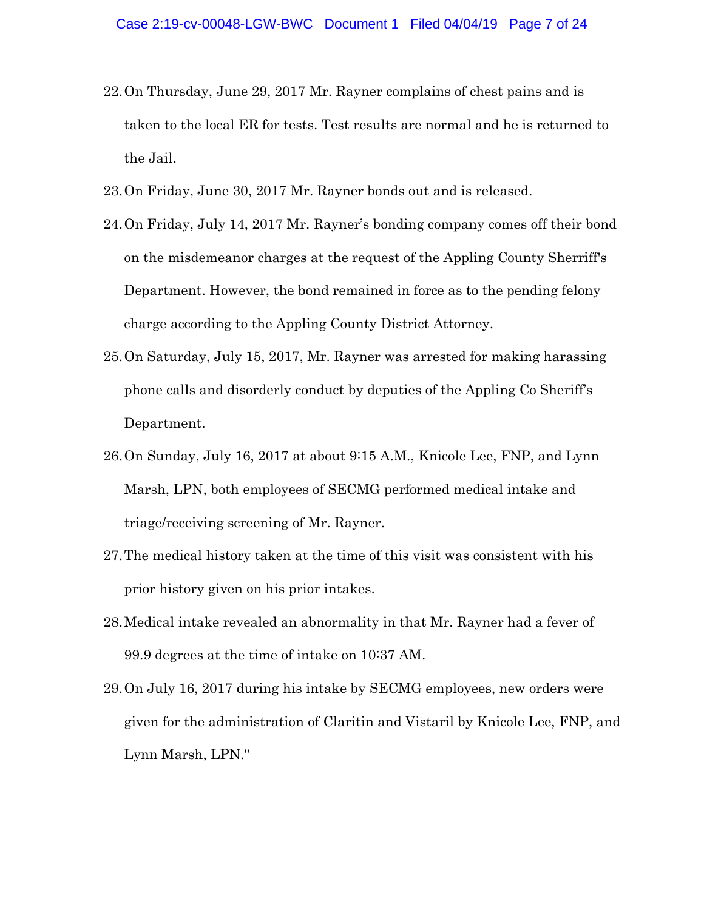22. On Thursday, June 29, 2017 Mr. Rayner complains of chest pains and is taken to the local ER for tests. Test results are normal and he is returned to the Jail.

23. On Friday, June 30, 2017 Mr. Rayner bonds out and is released.

24. On Friday, July 14, 2017 Mr. Rayner's bonding company comes off their bond on the misdemeanor charges at the request of the Appling County Sherriff's Department. However, the bond remained in force as to the pending felony charge according to the Appling County District Attorney.

25. On Saturday, July 15, 2017, Mr. Rayner was arrested for making harassing phone calls and disorderly conduct by deputies of the Appling Co Sheriff's Department.

26. On Sunday, July 16, 2017 at about 9:15 A.M., Knicole Lee, FNP, and Lynn Marsh, LPN, both employees of SECMG performed medical intake and triage/receiving screening of Mr. Rayner.

27. The medical history taken at the time of this visit was consistent with his prior history given on his prior intakes.

28. Medical intake revealed an abnormality in that Mr. Rayner had a fever of 99.9 degrees at the time of intake on 10:37 AM.

29. On July 16, 2017 during his intake by SECMG employees, new orders were given for the administration of Claritin and Vistaril by Knicole Lee, FNP, and Lynn Marsh, LPN."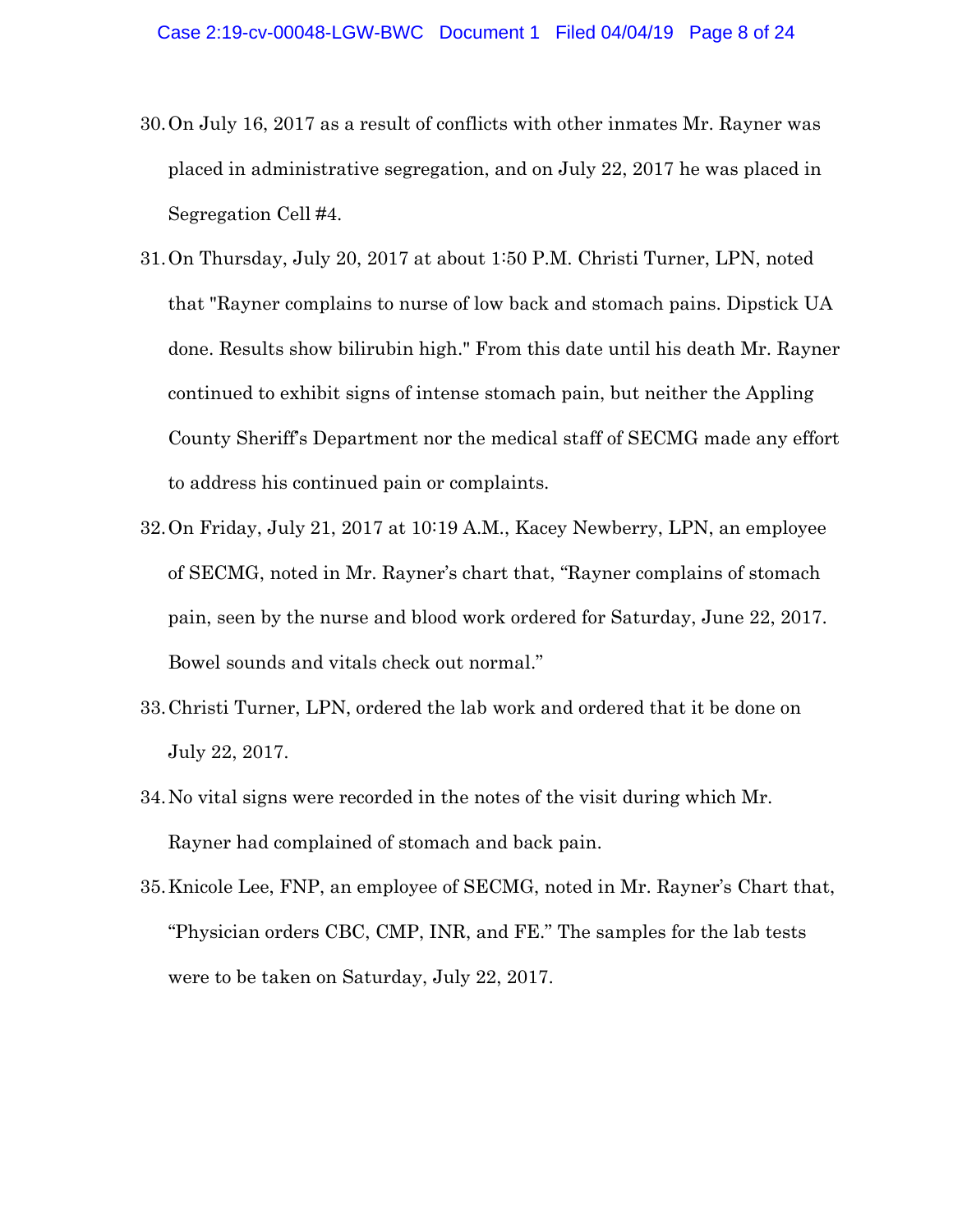30. On July 16, 2017 as a result of conflicts with other inmates Mr. Rayner was placed in administrative segregation, and on July 22, 2017 he was placed in Segregation Cell #4.

31. On Thursday, July 20, 2017 at about 1:50 P.M. Christi Turner, LPN, noted that "Rayner complains to nurse of low back and stomach pains. Dipstick UA done. Results show bilirubin high." From this date until his death Mr. Rayner continued to exhibit signs of intense stomach pain, but neither the Appling County Sheriff's Department nor the medical staff of SECMG made any effort to address his continued pain or complaints.

32. On Friday, July 21, 2017 at 10:19 A.M., Kacey Newberry, LPN, an employee of SECMG, noted in Mr. Rayner's chart that, "Rayner complains of stomach pain, seen by the nurse and blood work ordered for Saturday, June 22, 2017. Bowel sounds and vitals check out normal."

33. Christi Turner, LPN, ordered the lab work and ordered that it be done on July 22, 2017.

34. No vital signs were recorded in the notes of the visit during which Mr. Rayner had complained of stomach and back pain.

35. Knicole Lee, FNP, an employee of SECMG, noted in Mr. Rayner's Chart that, "Physician orders CBC, CMP, INR, and FE." The samples for the lab tests were to be taken on Saturday, July 22, 2017.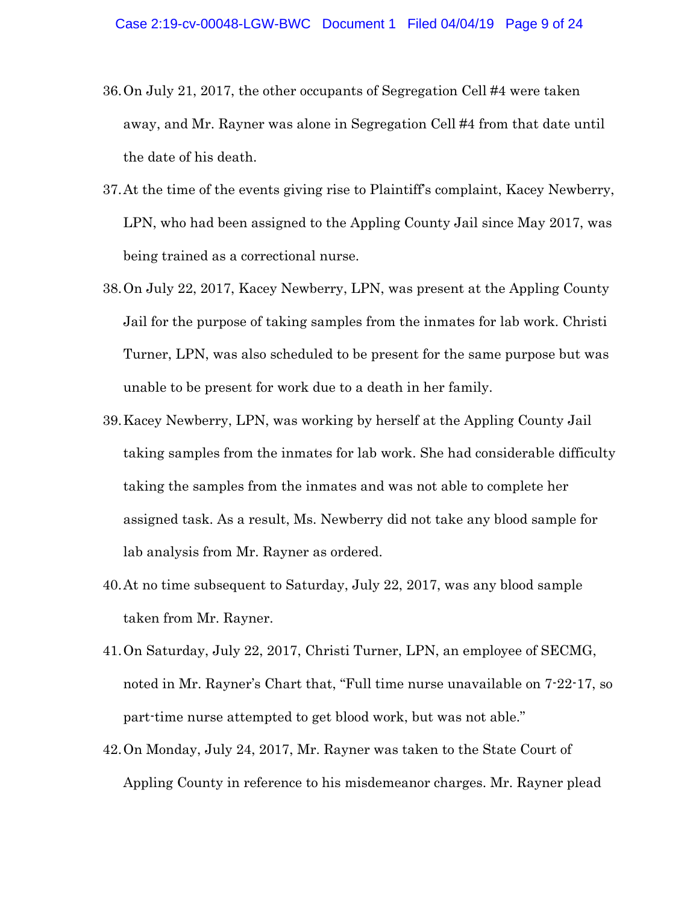36. On July 21, 2017, the other occupants of Segregation Cell #4 were taken away, and Mr. Rayner was alone in Segregation Cell #4 from that date until the date of his death.

37. At the time of the events giving rise to Plaintiff's complaint, Kacey Newberry, LPN, who had been assigned to the Appling County Jail since May 2017, was being trained as a correctional nurse.

38. On July 22, 2017, Kacey Newberry, LPN, was present at the Appling County Jail for the purpose of taking samples from the inmates for lab work. Christi Turner, LPN, was also scheduled to be present for the same purpose but was unable to be present for work due to a death in her family.

39. Kacey Newberry, LPN, was working by herself at the Appling County Jail taking samples from the inmates for lab work. She had considerable difficulty taking the samples from the inmates and was not able to complete her assigned task. As a result, Ms. Newberry did not take any blood sample for lab analysis from Mr. Rayner as ordered.

40. At no time subsequent to Saturday, July 22, 2017, was any blood sample taken from Mr. Rayner.

41. On Saturday, July 22, 2017, Christi Turner, LPN, an employee of SECMG, noted in Mr. Rayner's Chart that, "Full time nurse unavailable on 7-22-17, so part-time nurse attempted to get blood work, but was not able."

42. On Monday, July 24, 2017, Mr. Rayner was taken to the State Court of Appling County in reference to his misdemeanor charges. Mr. Rayner plead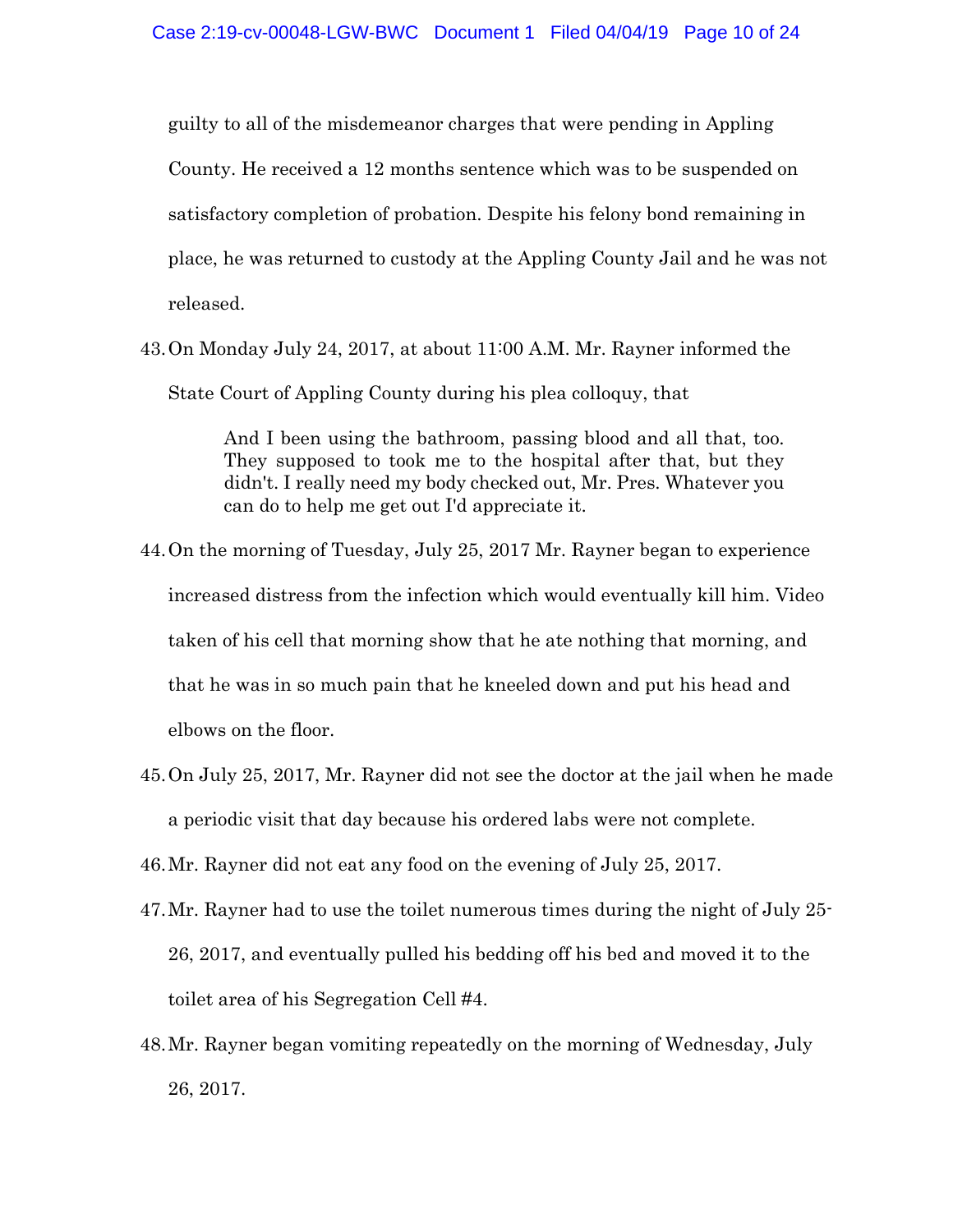guilty to all of the misdemeanor charges that were pending in Appling County. He received a 12 months sentence which was to be suspended on satisfactory completion of probation. Despite his felony bond remaining in place, he was returned to custody at the Appling County Jail and he was not released.

43. On Monday July 24, 2017, at about 11:00 A.M. Mr. Rayner informed the State Court of Appling County during his plea colloquy, that

> And I been using the bathroom, passing blood and all that, too. They supposed to took me to the hospital after that, but they didn't. I really need my body checked out, Mr. Pres. Whatever you can do to help me get out I'd appreciate it.

44. On the morning of Tuesday, July 25, 2017 Mr. Rayner began to experience increased distress from the infection which would eventually kill him. Video taken of his cell that morning show that he ate nothing that morning, and that he was in so much pain that he kneeled down and put his head and elbows on the floor.

45. On July 25, 2017, Mr. Rayner did not see the doctor at the jail when he made a periodic visit that day because his ordered labs were not complete.

46. Mr. Rayner did not eat any food on the evening of July 25, 2017.

47. Mr. Rayner had to use the toilet numerous times during the night of July 25-26, 2017, and eventually pulled his bedding off his bed and moved it to the toilet area of his Segregation Cell #4.

48. Mr. Rayner began vomiting repeatedly on the morning of Wednesday, July 26, 2017.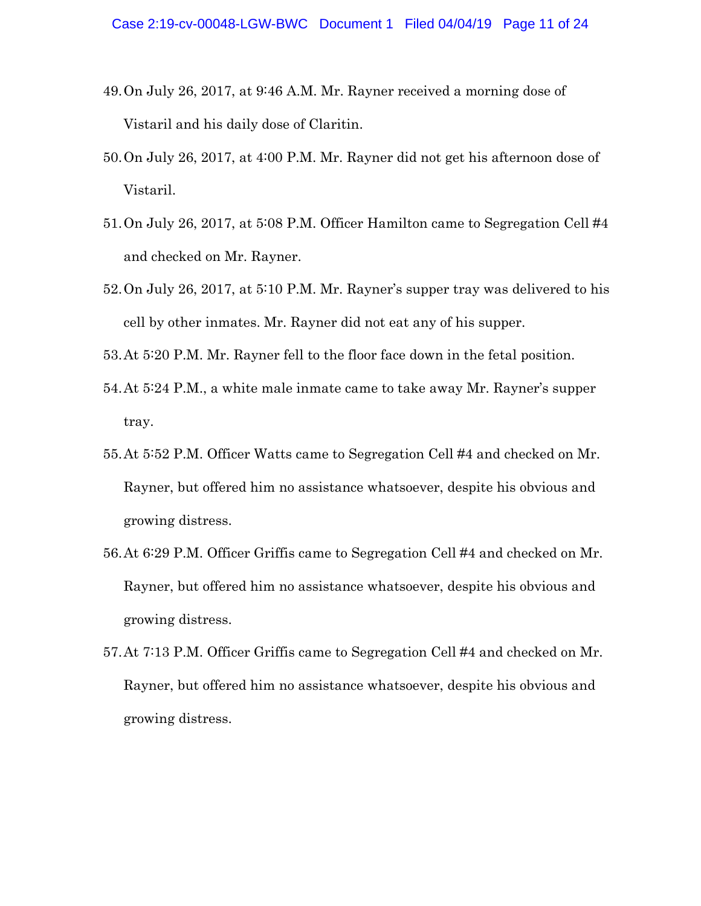49. On July 26, 2017, at 9:46 A.M. Mr. Rayner received a morning dose of Vistaril and his daily dose of Claritin.

50. On July 26, 2017, at 4:00 P.M. Mr. Rayner did not get his afternoon dose of Vistaril.

51. On July 26, 2017, at 5:08 P.M. Officer Hamilton came to Segregation Cell #4 and checked on Mr. Rayner.

52. On July 26, 2017, at 5:10 P.M. Mr. Rayner's supper tray was delivered to his cell by other inmates. Mr. Rayner did not eat any of his supper.

53. At 5:20 P.M. Mr. Rayner fell to the floor face down in the fetal position.

54. At 5:24 P.M., a white male inmate came to take away Mr. Rayner's supper tray.

55. At 5:52 P.M. Officer Watts came to Segregation Cell #4 and checked on Mr. Rayner, but offered him no assistance whatsoever, despite his obvious and growing distress.

56. At 6:29 P.M. Officer Griffis came to Segregation Cell #4 and checked on Mr. Rayner, but offered him no assistance whatsoever, despite his obvious and growing distress.

57. At 7:13 P.M. Officer Griffis came to Segregation Cell #4 and checked on Mr. Rayner, but offered him no assistance whatsoever, despite his obvious and growing distress.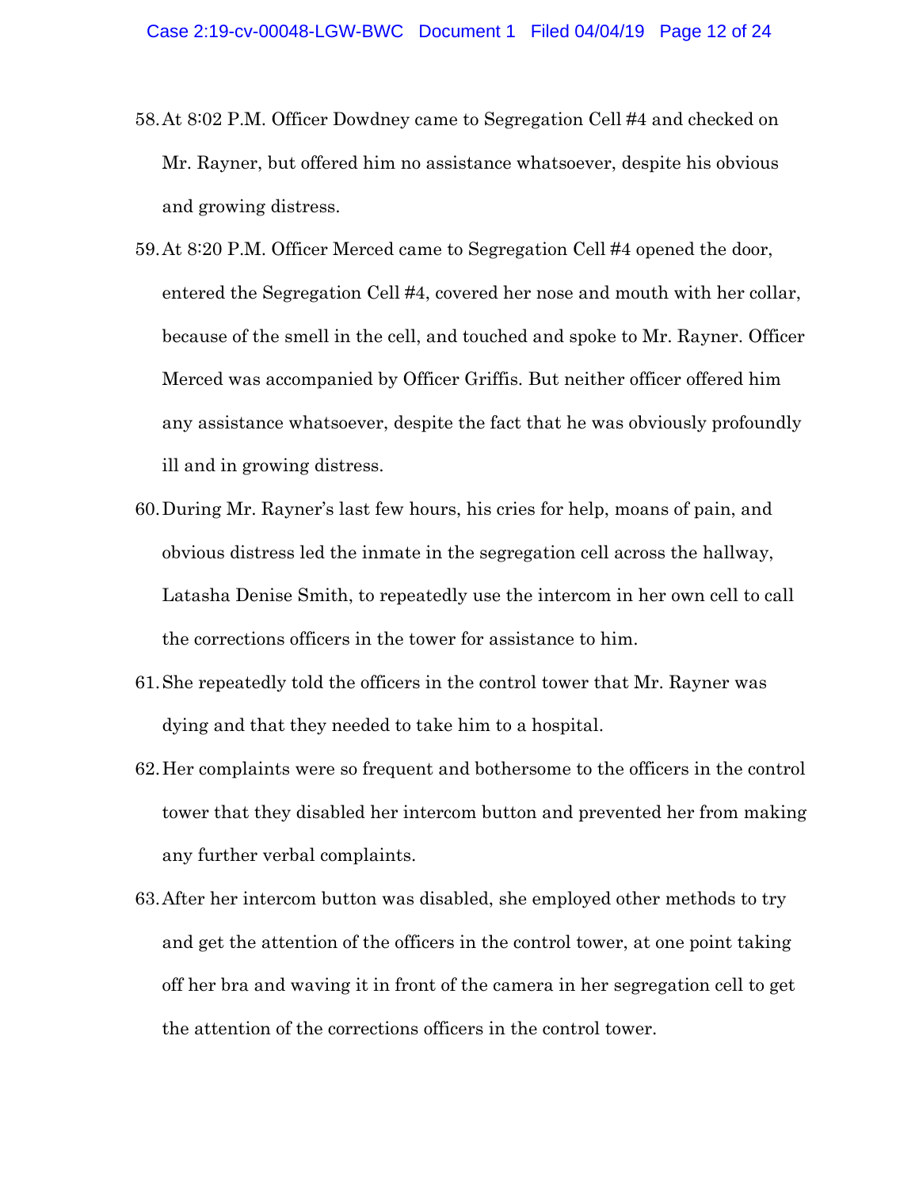58. At 8:02 P.M. Officer Dowdney came to Segregation Cell #4 and checked on Mr. Rayner, but offered him no assistance whatsoever, despite his obvious and growing distress.

59. At 8:20 P.M. Officer Merced came to Segregation Cell #4 opened the door, entered the Segregation Cell #4, covered her nose and mouth with her collar, because of the smell in the cell, and touched and spoke to Mr. Rayner. Officer Merced was accompanied by Officer Griffis. But neither officer offered him any assistance whatsoever, despite the fact that he was obviously profoundly ill and in growing distress.

60. During Mr. Rayner's last few hours, his cries for help, moans of pain, and obvious distress led the inmate in the segregation cell across the hallway, Latasha Denise Smith, to repeatedly use the intercom in her own cell to call the corrections officers in the tower for assistance to him.

61. She repeatedly told the officers in the control tower that Mr. Rayner was dying and that they needed to take him to a hospital.

62. Her complaints were so frequent and bothersome to the officers in the control tower that they disabled her intercom button and prevented her from making any further verbal complaints.

63. After her intercom button was disabled, she employed other methods to try and get the attention of the officers in the control tower, at one point taking off her bra and waving it in front of the camera in her segregation cell to get the attention of the corrections officers in the control tower.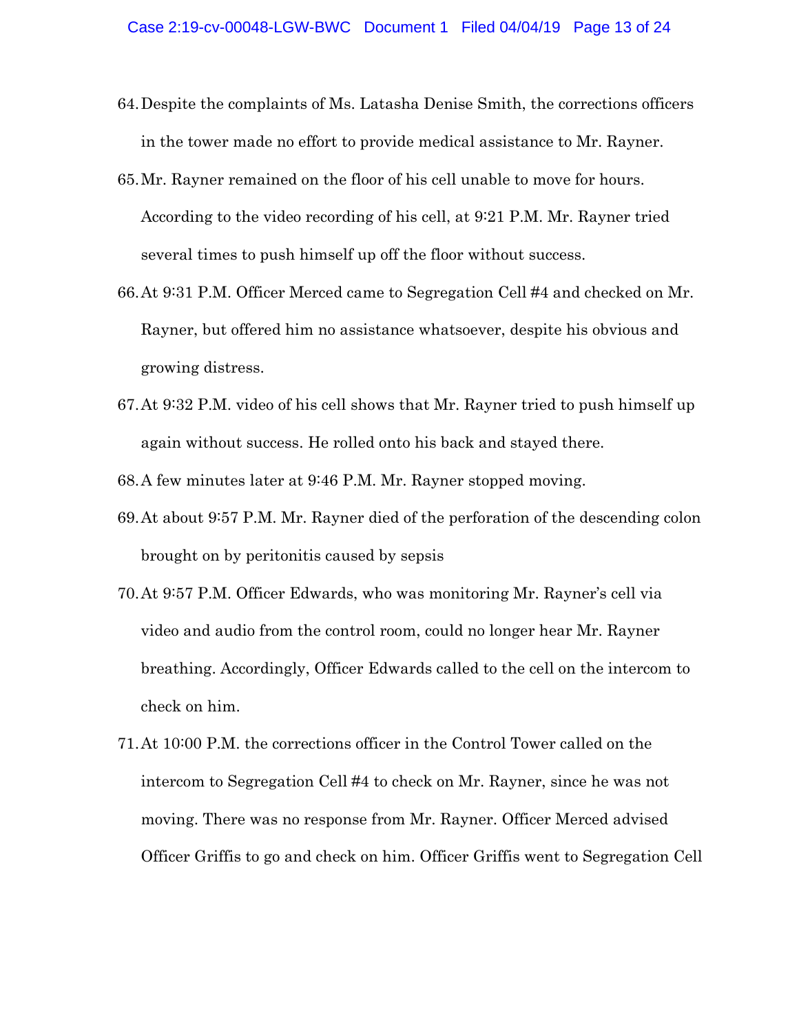64. Despite the complaints of Ms. Latasha Denise Smith, the corrections officers in the tower made no effort to provide medical assistance to Mr. Rayner.

65. Mr. Rayner remained on the floor of his cell unable to move for hours. According to the video recording of his cell, at 9:21 P.M. Mr. Rayner tried several times to push himself up off the floor without success.

66. At 9:31 P.M. Officer Merced came to Segregation Cell #4 and checked on Mr. Rayner, but offered him no assistance whatsoever, despite his obvious and growing distress.

67. At 9:32 P.M. video of his cell shows that Mr. Rayner tried to push himself up again without success. He rolled onto his back and stayed there.

68. A few minutes later at 9:46 P.M. Mr. Rayner stopped moving.

69. At about 9:57 P.M. Mr. Rayner died of the perforation of the descending colon brought on by peritonitis caused by sepsis

70. At 9:57 P.M. Officer Edwards, who was monitoring Mr. Rayner's cell via video and audio from the control room, could no longer hear Mr. Rayner breathing. Accordingly, Officer Edwards called to the cell on the intercom to check on him.

71. At 10:00 P.M. the corrections officer in the Control Tower called on the intercom to Segregation Cell #4 to check on Mr. Rayner, since he was not moving. There was no response from Mr. Rayner. Officer Merced advised Officer Griffis to go and check on him. Officer Griffis went to Segregation Cell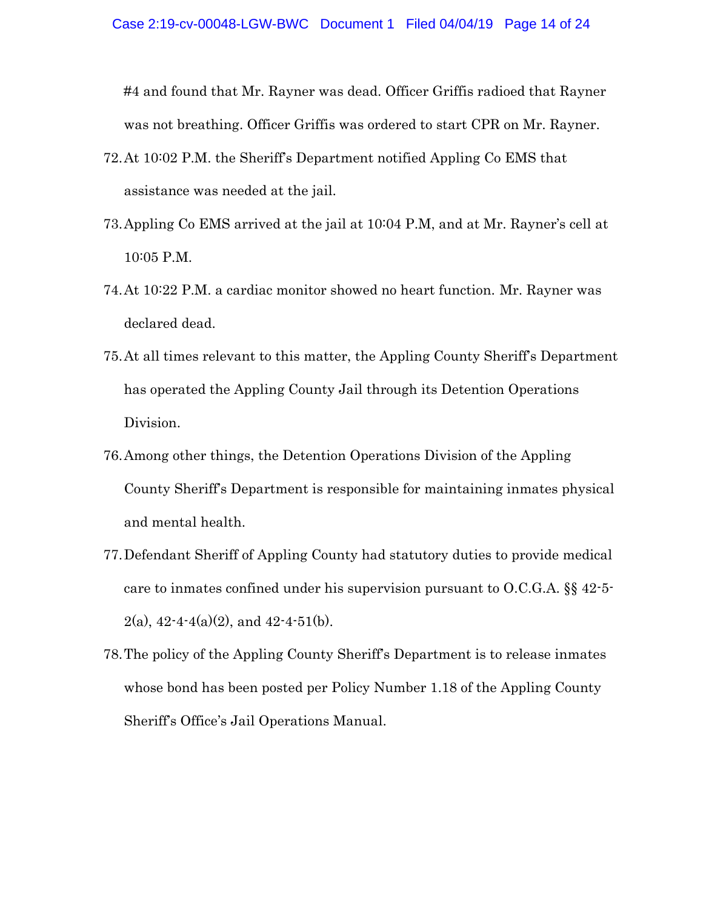#4 and found that Mr. Rayner was dead. Officer Griffis radioed that Rayner was not breathing. Officer Griffis was ordered to start CPR on Mr. Rayner.

72. At 10:02 P.M. the Sheriff's Department notified Appling Co EMS that assistance was needed at the jail.

73. Appling Co EMS arrived at the jail at 10:04 P.M, and at Mr. Rayner's cell at 10:05 P.M.

74. At 10:22 P.M. a cardiac monitor showed no heart function. Mr. Rayner was declared dead.

75. At all times relevant to this matter, the Appling County Sheriff's Department has operated the Appling County Jail through its Detention Operations Division.

76. Among other things, the Detention Operations Division of the Appling County Sheriff's Department is responsible for maintaining inmates physical and mental health.

77. Defendant Sheriff of Appling County had statutory duties to provide medical care to inmates confined under his supervision pursuant to O.C.G.A. §§ 42-5-2(a), 42-4-4(a)(2), and 42-4-51(b).

78. The policy of the Appling County Sheriff's Department is to release inmates whose bond has been posted per Policy Number 1.18 of the Appling County Sheriff's Office's Jail Operations Manual.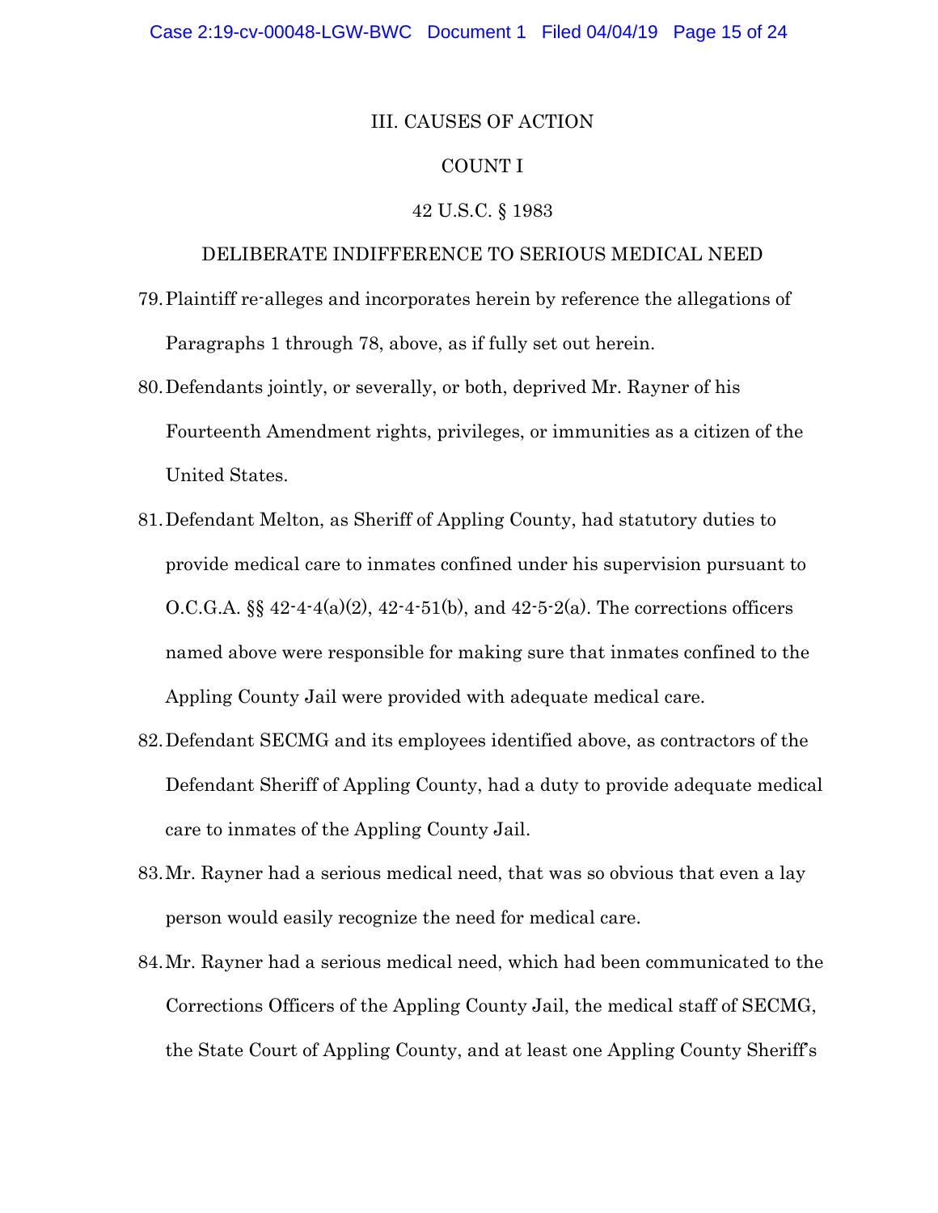## III. CAUSES OF ACTION

### COUNT I

### 42 U.S.C. § 1983

### DELIBERATE INDIFFERENCE TO SERIOUS MEDICAL NEED

79. Plaintiff re-alleges and incorporates herein by reference the allegations of Paragraphs 1 through 78, above, as if fully set out herein.

80. Defendants jointly, or severally, or both, deprived Mr. Rayner of his Fourteenth Amendment rights, privileges, or immunities as a citizen of the United States.

81. Defendant Melton, as Sheriff of Appling County, had statutory duties to provide medical care to inmates confined under his supervision pursuant to O.C.G.A. §§ 42-4-4(a)(2), 42-4-51(b), and 42-5-2(a). The corrections officers named above were responsible for making sure that inmates confined to the Appling County Jail were provided with adequate medical care.

82. Defendant SECMG and its employees identified above, as contractors of the Defendant Sheriff of Appling County, had a duty to provide adequate medical care to inmates of the Appling County Jail.

83. Mr. Rayner had a serious medical need, that was so obvious that even a lay person would easily recognize the need for medical care.

84. Mr. Rayner had a serious medical need, which had been communicated to the Corrections Officers of the Appling County Jail, the medical staff of SECMG, the State Court of Appling County, and at least one Appling County Sheriff's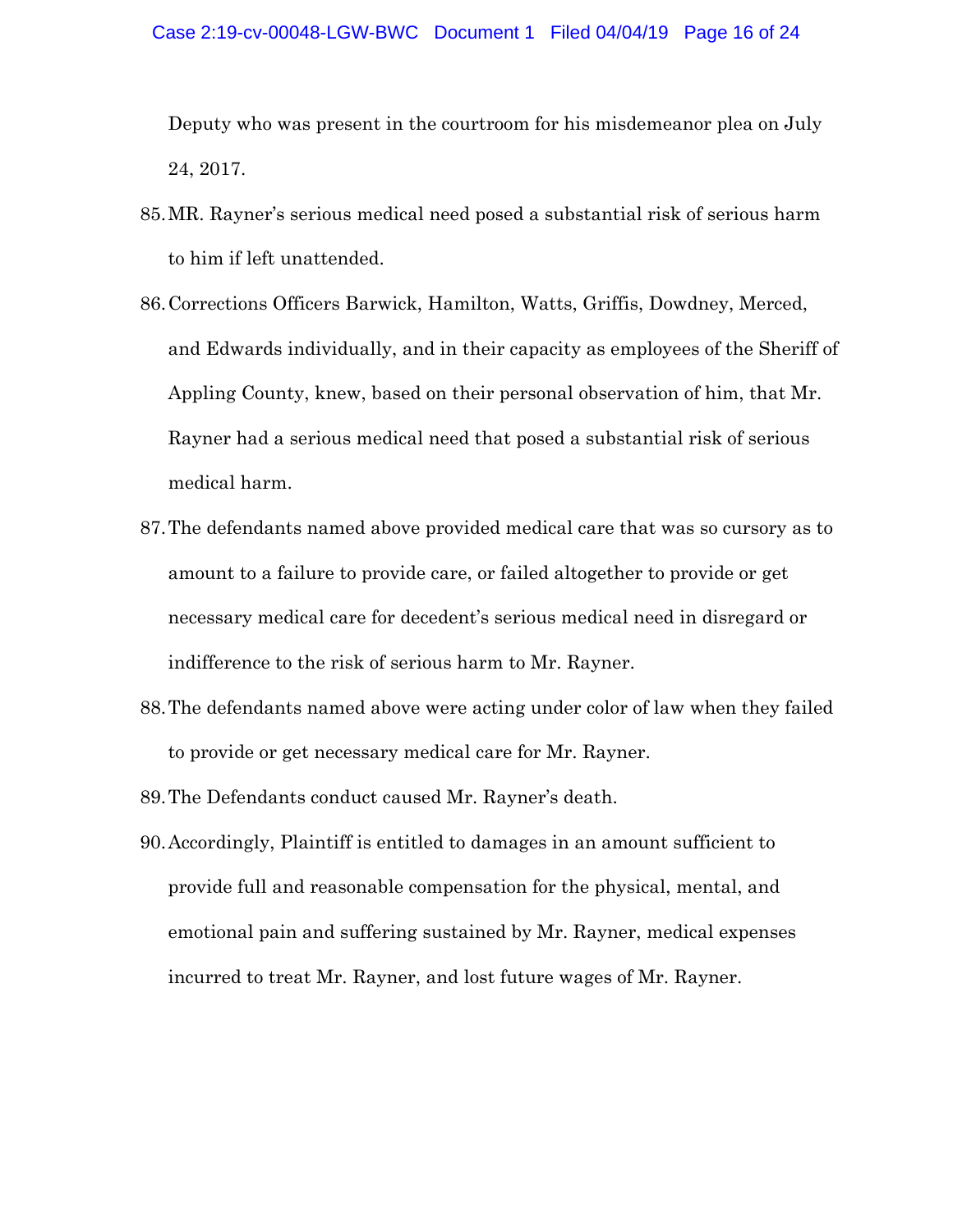Deputy who was present in the courtroom for his misdemeanor plea on July 24, 2017.

85. MR. Rayner's serious medical need posed a substantial risk of serious harm to him if left unattended.

86. Corrections Officers Barwick, Hamilton, Watts, Griffis, Dowdney, Merced, and Edwards individually, and in their capacity as employees of the Sheriff of Appling County, knew, based on their personal observation of him, that Mr. Rayner had a serious medical need that posed a substantial risk of serious medical harm.

87. The defendants named above provided medical care that was so cursory as to amount to a failure to provide care, or failed altogether to provide or get necessary medical care for decedent's serious medical need in disregard or indifference to the risk of serious harm to Mr. Rayner.

88. The defendants named above were acting under color of law when they failed to provide or get necessary medical care for Mr. Rayner.

89. The Defendants conduct caused Mr. Rayner's death.

90. Accordingly, Plaintiff is entitled to damages in an amount sufficient to provide full and reasonable compensation for the physical, mental, and emotional pain and suffering sustained by Mr. Rayner, medical expenses incurred to treat Mr. Rayner, and lost future wages of Mr. Rayner.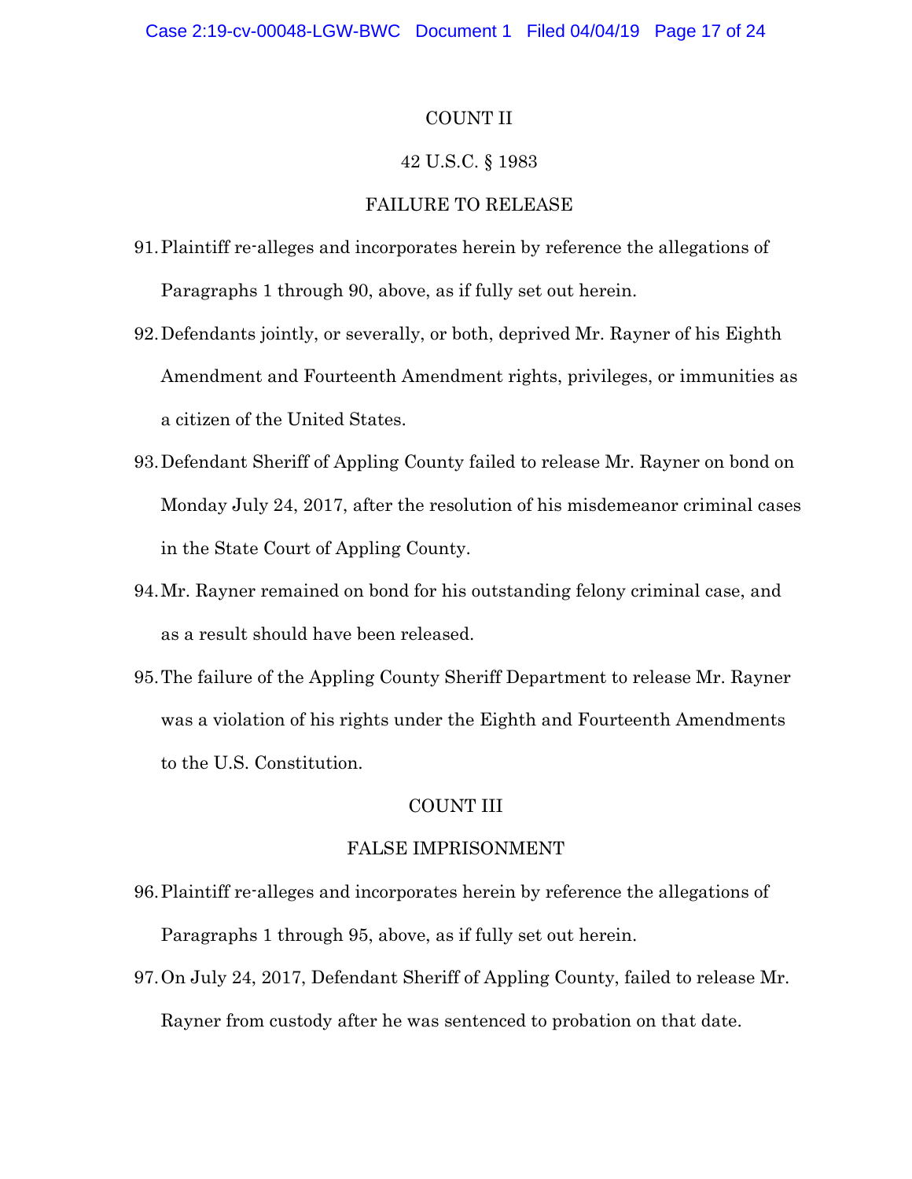COUNT II

42 U.S.C. § 1983

FAILURE TO RELEASE

91. Plaintiff re-alleges and incorporates herein by reference the allegations of Paragraphs 1 through 90, above, as if fully set out herein.

92. Defendants jointly, or severally, or both, deprived Mr. Rayner of his Eighth Amendment and Fourteenth Amendment rights, privileges, or immunities as a citizen of the United States.

93. Defendant Sheriff of Appling County failed to release Mr. Rayner on bond on Monday July 24, 2017, after the resolution of his misdemeanor criminal cases in the State Court of Appling County.

94. Mr. Rayner remained on bond for his outstanding felony criminal case, and as a result should have been released.

95. The failure of the Appling County Sheriff Department to release Mr. Rayner was a violation of his rights under the Eighth and Fourteenth Amendments to the U.S. Constitution.

COUNT III

FALSE IMPRISONMENT

96. Plaintiff re-alleges and incorporates herein by reference the allegations of Paragraphs 1 through 95, above, as if fully set out herein.

97. On July 24, 2017, Defendant Sheriff of Appling County, failed to release Mr. Rayner from custody after he was sentenced to probation on that date.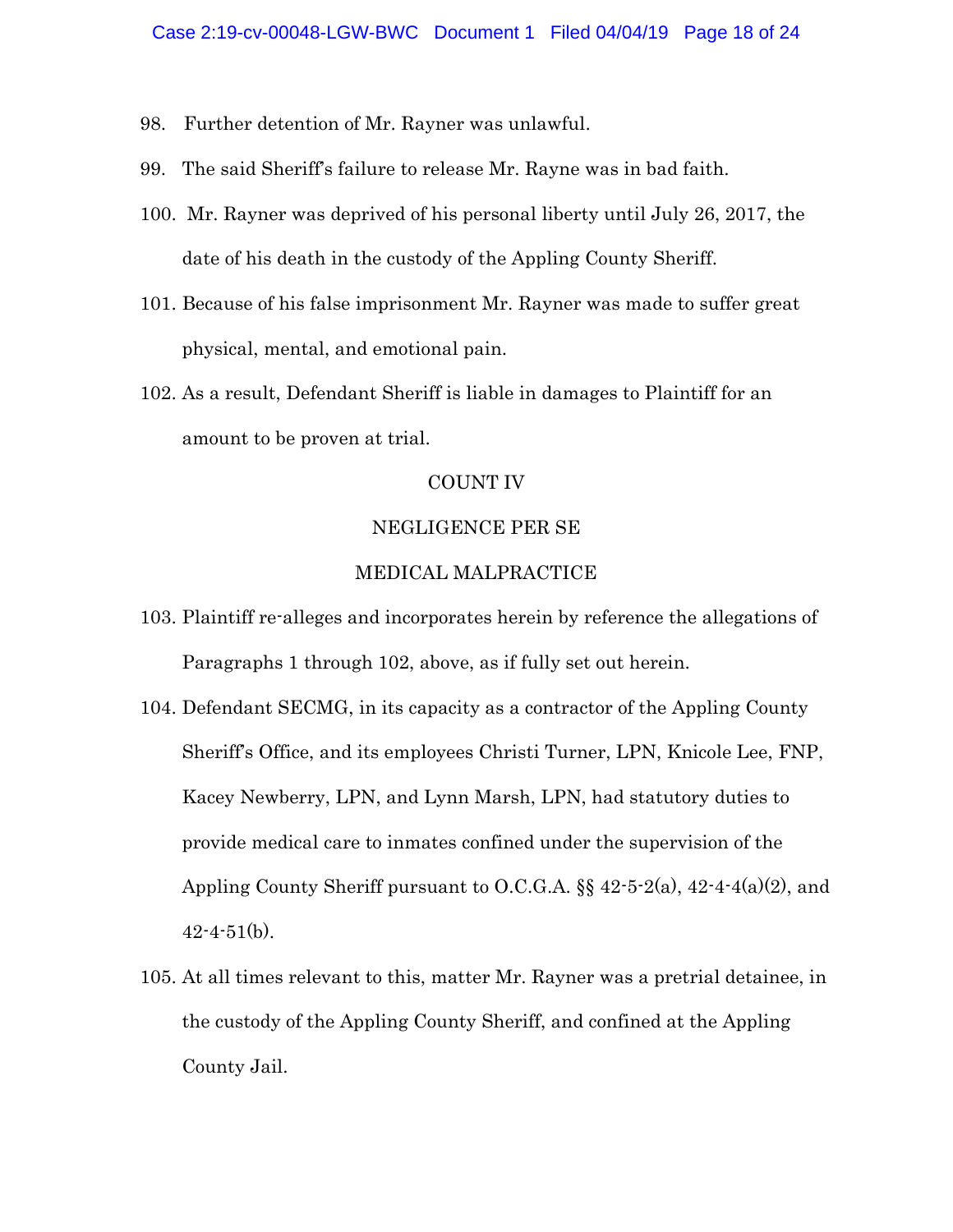98. Further detention of Mr. Rayner was unlawful.

99. The said Sheriff's failure to release Mr. Rayne was in bad faith.

100. Mr. Rayner was deprived of his personal liberty until July 26, 2017, the date of his death in the custody of the Appling County Sheriff.

101. Because of his false imprisonment Mr. Rayner was made to suffer great physical, mental, and emotional pain.

102. As a result, Defendant Sheriff is liable in damages to Plaintiff for an amount to be proven at trial.

## COUNT IV

## NEGLIGENCE PER SE

## MEDICAL MALPRACTICE

103. Plaintiff re-alleges and incorporates herein by reference the allegations of Paragraphs 1 through 102, above, as if fully set out herein.

104. Defendant SECMG, in its capacity as a contractor of the Appling County Sheriff's Office, and its employees Christi Turner, LPN, Knicole Lee, FNP, Kacey Newberry, LPN, and Lynn Marsh, LPN, had statutory duties to provide medical care to inmates confined under the supervision of the Appling County Sheriff pursuant to O.C.G.A. §§ 42-5-2(a), 42-4-4(a)(2), and 42-4-51(b).

105. At all times relevant to this, matter Mr. Rayner was a pretrial detainee, in the custody of the Appling County Sheriff, and confined at the Appling County Jail.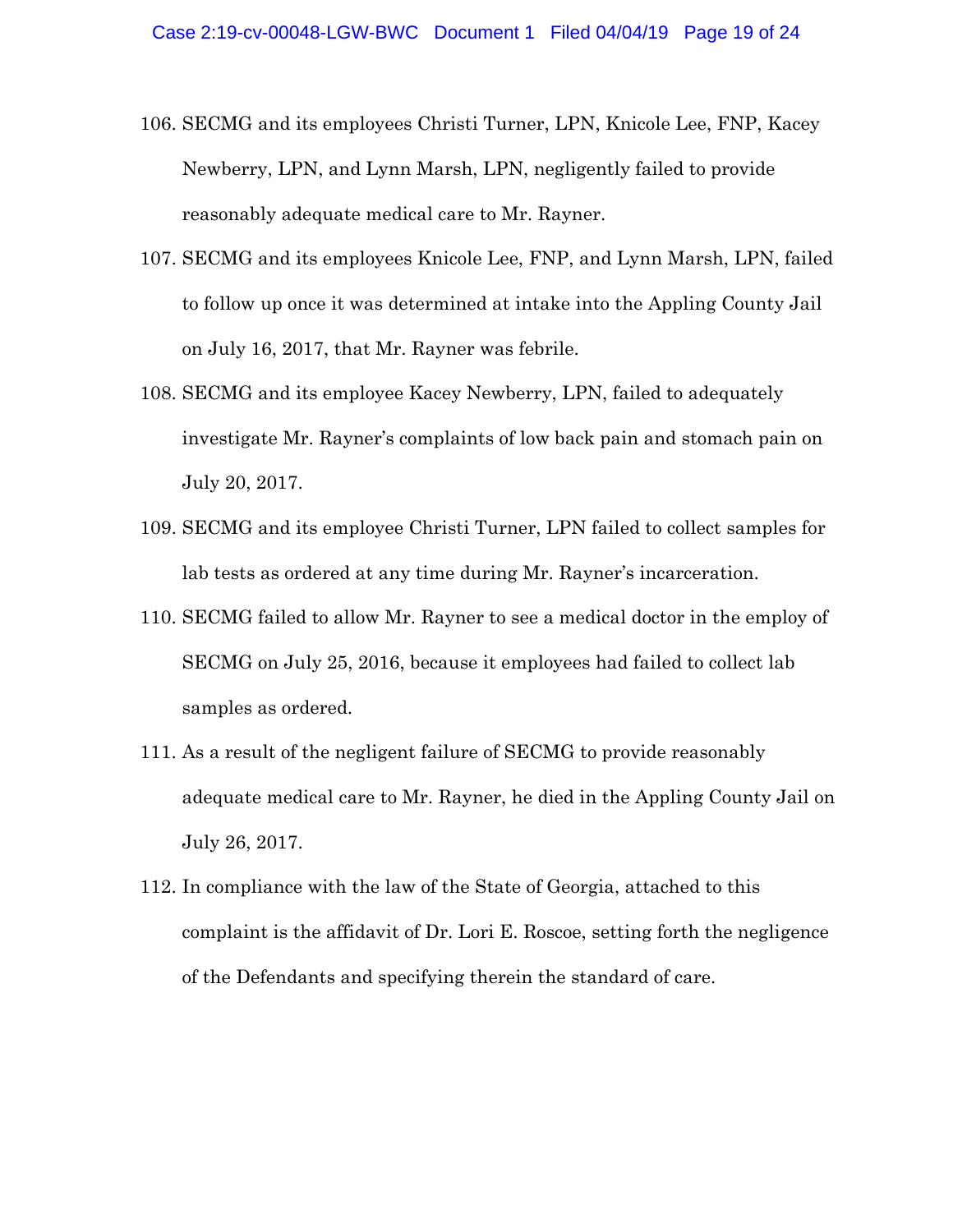106. SECMG and its employees Christi Turner, LPN, Knicole Lee, FNP, Kacey Newberry, LPN, and Lynn Marsh, LPN, negligently failed to provide reasonably adequate medical care to Mr. Rayner.

107. SECMG and its employees Knicole Lee, FNP, and Lynn Marsh, LPN, failed to follow up once it was determined at intake into the Appling County Jail on July 16, 2017, that Mr. Rayner was febrile.

108. SECMG and its employee Kacey Newberry, LPN, failed to adequately investigate Mr. Rayner's complaints of low back pain and stomach pain on July 20, 2017.

109. SECMG and its employee Christi Turner, LPN failed to collect samples for lab tests as ordered at any time during Mr. Rayner's incarceration.

110. SECMG failed to allow Mr. Rayner to see a medical doctor in the employ of SECMG on July 25, 2016, because it employees had failed to collect lab samples as ordered.

111. As a result of the negligent failure of SECMG to provide reasonably adequate medical care to Mr. Rayner, he died in the Appling County Jail on July 26, 2017.

112. In compliance with the law of the State of Georgia, attached to this complaint is the affidavit of Dr. Lori E. Roscoe, setting forth the negligence of the Defendants and specifying therein the standard of care.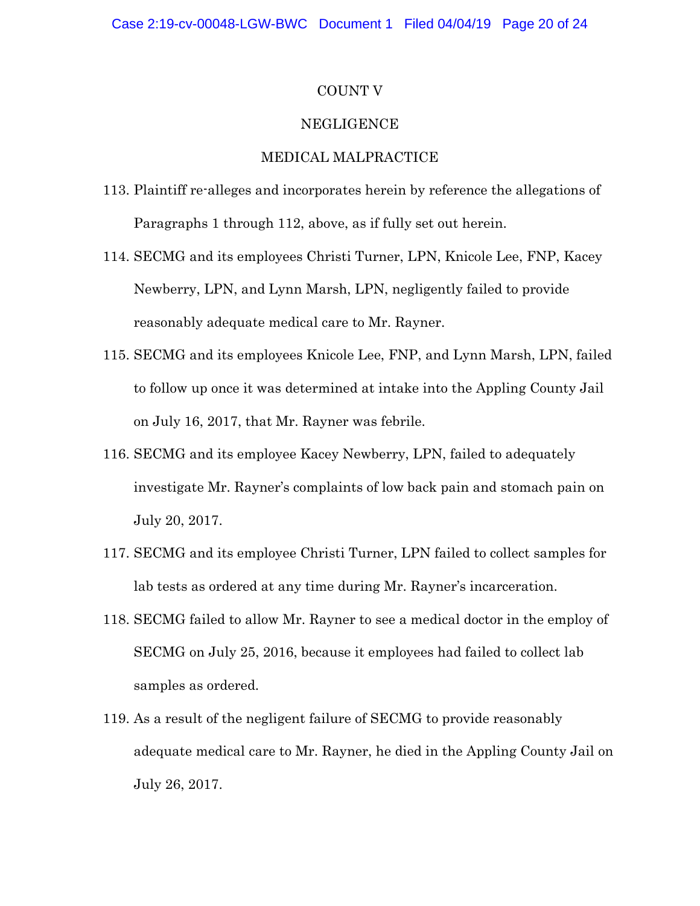COUNT V

NEGLIGENCE

MEDICAL MALPRACTICE

113. Plaintiff re-alleges and incorporates herein by reference the allegations of Paragraphs 1 through 112, above, as if fully set out herein.

114. SECMG and its employees Christi Turner, LPN, Knicole Lee, FNP, Kacey Newberry, LPN, and Lynn Marsh, LPN, negligently failed to provide reasonably adequate medical care to Mr. Rayner.

115. SECMG and its employees Knicole Lee, FNP, and Lynn Marsh, LPN, failed to follow up once it was determined at intake into the Appling County Jail on July 16, 2017, that Mr. Rayner was febrile.

116. SECMG and its employee Kacey Newberry, LPN, failed to adequately investigate Mr. Rayner's complaints of low back pain and stomach pain on July 20, 2017.

117. SECMG and its employee Christi Turner, LPN failed to collect samples for lab tests as ordered at any time during Mr. Rayner's incarceration.

118. SECMG failed to allow Mr. Rayner to see a medical doctor in the employ of SECMG on July 25, 2016, because it employees had failed to collect lab samples as ordered.

119. As a result of the negligent failure of SECMG to provide reasonably adequate medical care to Mr. Rayner, he died in the Appling County Jail on July 26, 2017.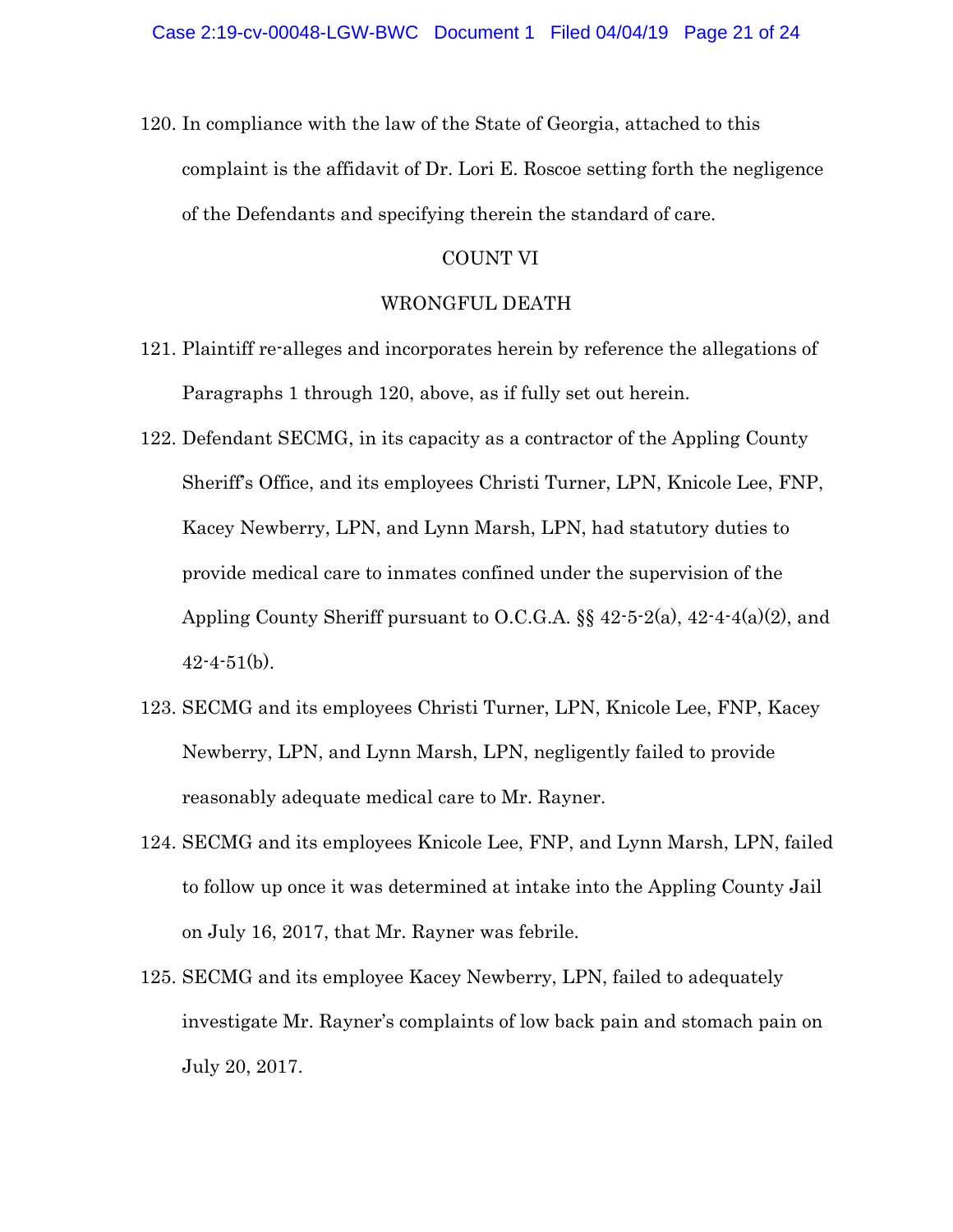120. In compliance with the law of the State of Georgia, attached to this complaint is the affidavit of Dr. Lori E. Roscoe setting forth the negligence of the Defendants and specifying therein the standard of care.

## COUNT VI

## WRONGFUL DEATH

121. Plaintiff re-alleges and incorporates herein by reference the allegations of Paragraphs 1 through 120, above, as if fully set out herein.

122. Defendant SECMG, in its capacity as a contractor of the Appling County Sheriff's Office, and its employees Christi Turner, LPN, Knicole Lee, FNP, Kacey Newberry, LPN, and Lynn Marsh, LPN, had statutory duties to provide medical care to inmates confined under the supervision of the Appling County Sheriff pursuant to O.C.G.A. §§ 42-5-2(a), 42-4-4(a)(2), and 42-4-51(b).

123. SECMG and its employees Christi Turner, LPN, Knicole Lee, FNP, Kacey Newberry, LPN, and Lynn Marsh, LPN, negligently failed to provide reasonably adequate medical care to Mr. Rayner.

124. SECMG and its employees Knicole Lee, FNP, and Lynn Marsh, LPN, failed to follow up once it was determined at intake into the Appling County Jail on July 16, 2017, that Mr. Rayner was febrile.

125. SECMG and its employee Kacey Newberry, LPN, failed to adequately investigate Mr. Rayner's complaints of low back pain and stomach pain on July 20, 2017.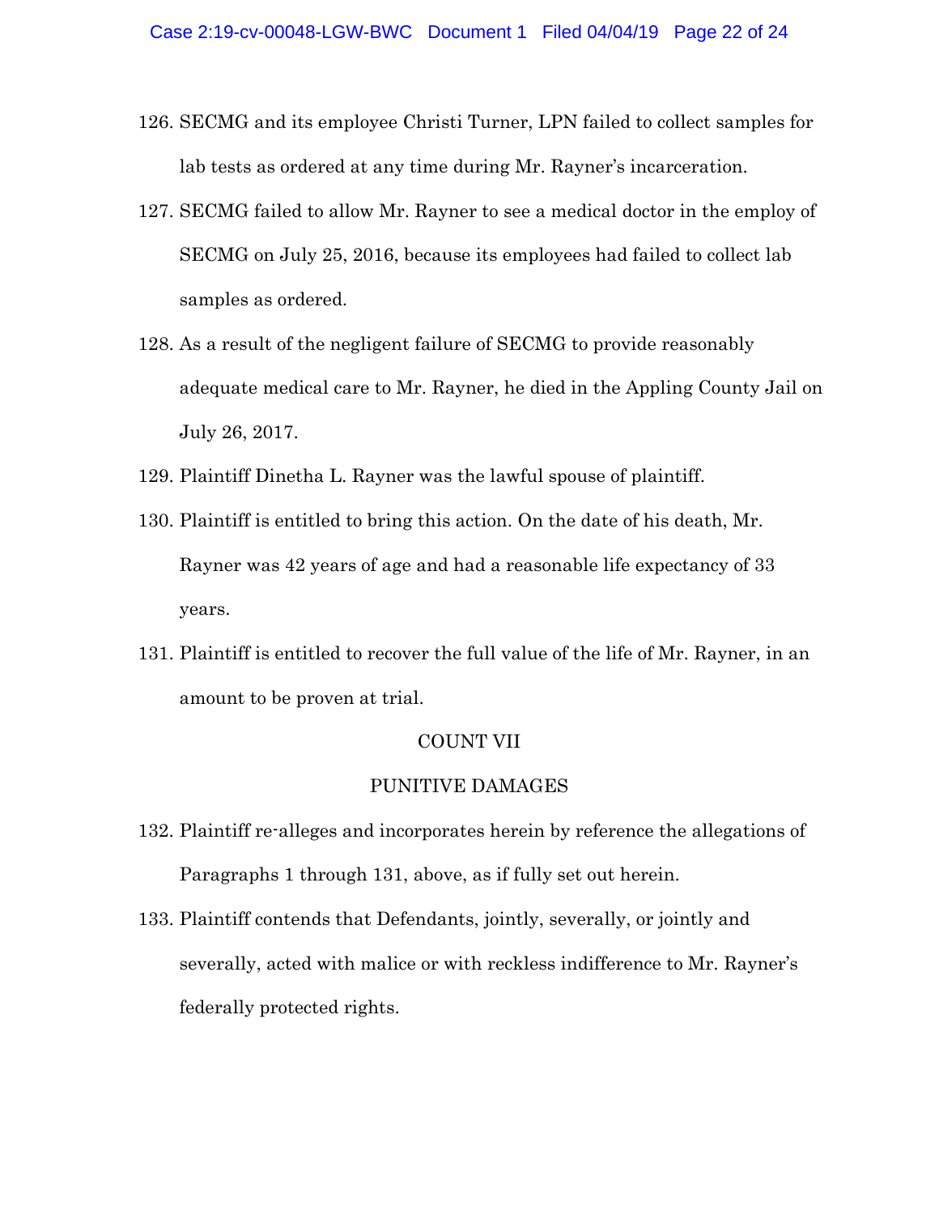126. SECMG and its employee Christi Turner, LPN failed to collect samples for lab tests as ordered at any time during Mr. Rayner's incarceration.

127. SECMG failed to allow Mr. Rayner to see a medical doctor in the employ of SECMG on July 25, 2016, because its employees had failed to collect lab samples as ordered.

128. As a result of the negligent failure of SECMG to provide reasonably adequate medical care to Mr. Rayner, he died in the Appling County Jail on July 26, 2017.

129. Plaintiff Dinetha L. Rayner was the lawful spouse of plaintiff.

130. Plaintiff is entitled to bring this action. On the date of his death, Mr. Rayner was 42 years of age and had a reasonable life expectancy of 33 years.

131. Plaintiff is entitled to recover the full value of the life of Mr. Rayner, in an amount to be proven at trial.

## COUNT VII

## PUNITIVE DAMAGES

132. Plaintiff re-alleges and incorporates herein by reference the allegations of Paragraphs 1 through 131, above, as if fully set out herein.

133. Plaintiff contends that Defendants, jointly, severally, or jointly and severally, acted with malice or with reckless indifference to Mr. Rayner's federally protected rights.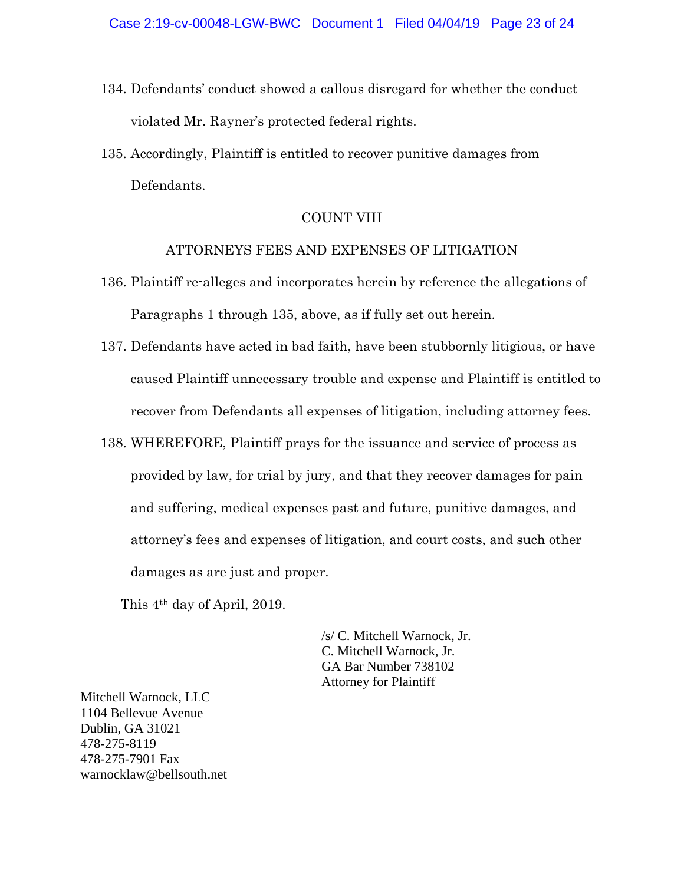134. Defendants' conduct showed a callous disregard for whether the conduct violated Mr. Rayner's protected federal rights.

135. Accordingly, Plaintiff is entitled to recover punitive damages from Defendants.

## COUNT VIII

## ATTORNEYS FEES AND EXPENSES OF LITIGATION

136. Plaintiff re-alleges and incorporates herein by reference the allegations of Paragraphs 1 through 135, above, as if fully set out herein.

137. Defendants have acted in bad faith, have been stubbornly litigious, or have caused Plaintiff unnecessary trouble and expense and Plaintiff is entitled to recover from Defendants all expenses of litigation, including attorney fees.

138. WHEREFORE, Plaintiff prays for the issuance and service of process as provided by law, for trial by jury, and that they recover damages for pain and suffering, medical expenses past and future, punitive damages, and attorney's fees and expenses of litigation, and court costs, and such other damages as are just and proper.

This 4th day of April, 2019.

/s/ C. Mitchell Warnock, Jr.
C. Mitchell Warnock, Jr.
GA Bar Number 738102
Attorney for Plaintiff

Mitchell Warnock, LLC
1104 Bellevue Avenue
Dublin, GA 31021
478-275-8119
478-275-7901 Fax
warnocklaw@bellsouth.net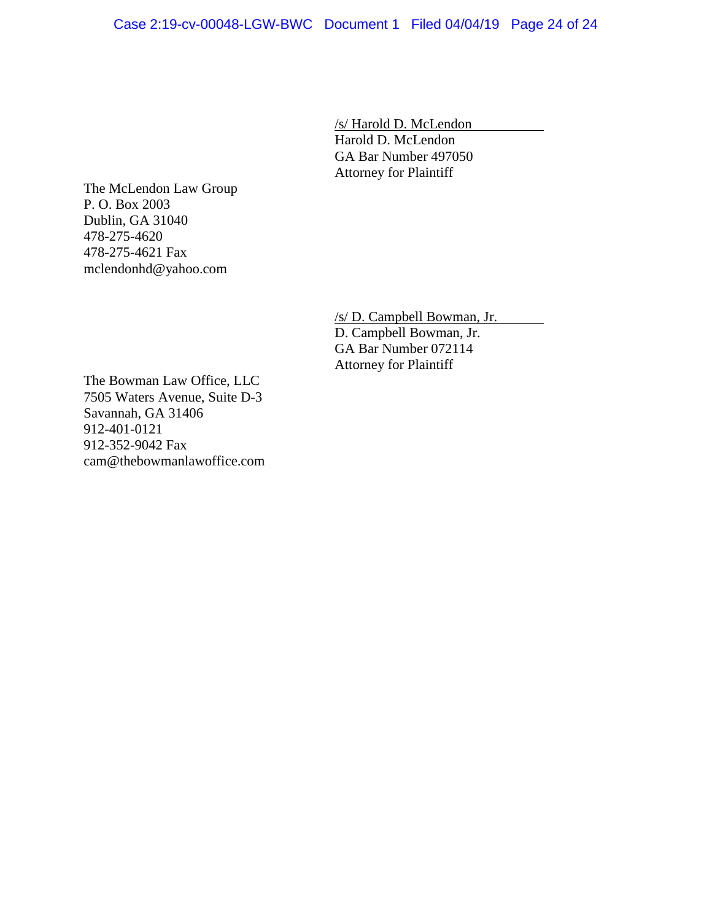/s/ Harold D. McLendon
Harold D. McLendon
GA Bar Number 497050
Attorney for Plaintiff

The McLendon Law Group
P. O. Box 2003
Dublin, GA 31040
478-275-4620
478-275-4621 Fax
mclendonhd@yahoo.com

/s/ D. Campbell Bowman, Jr.
D. Campbell Bowman, Jr.
GA Bar Number 072114
Attorney for Plaintiff

The Bowman Law Office, LLC
7505 Waters Avenue, Suite D-3
Savannah, GA 31406
912-401-0121
912-352-9042 Fax
cam@thebowmanlawoffice.com